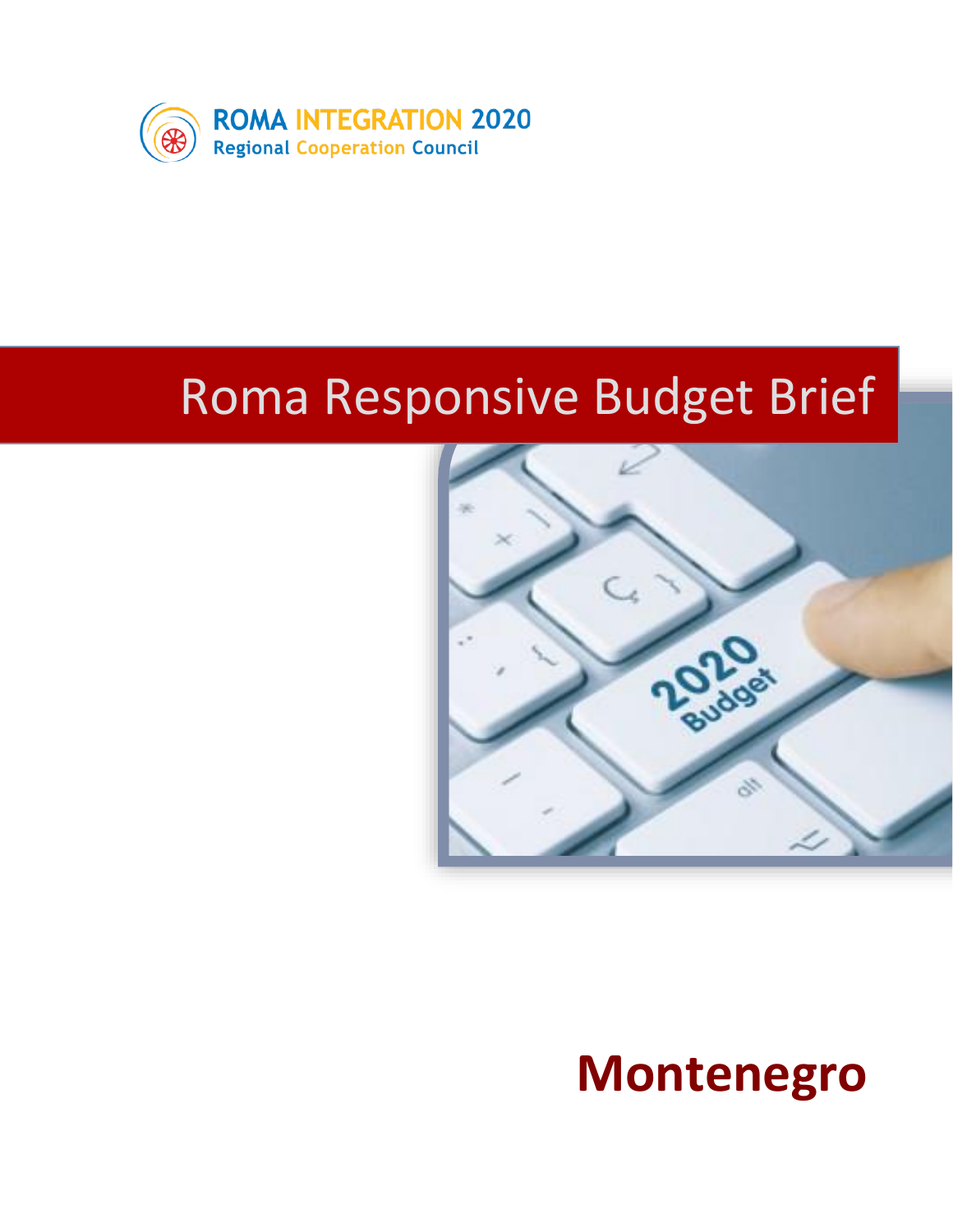ROMA INTEGRATION 2020
Regional Cooperation Council

# Roma Responsive Budget Brief

# Montenegro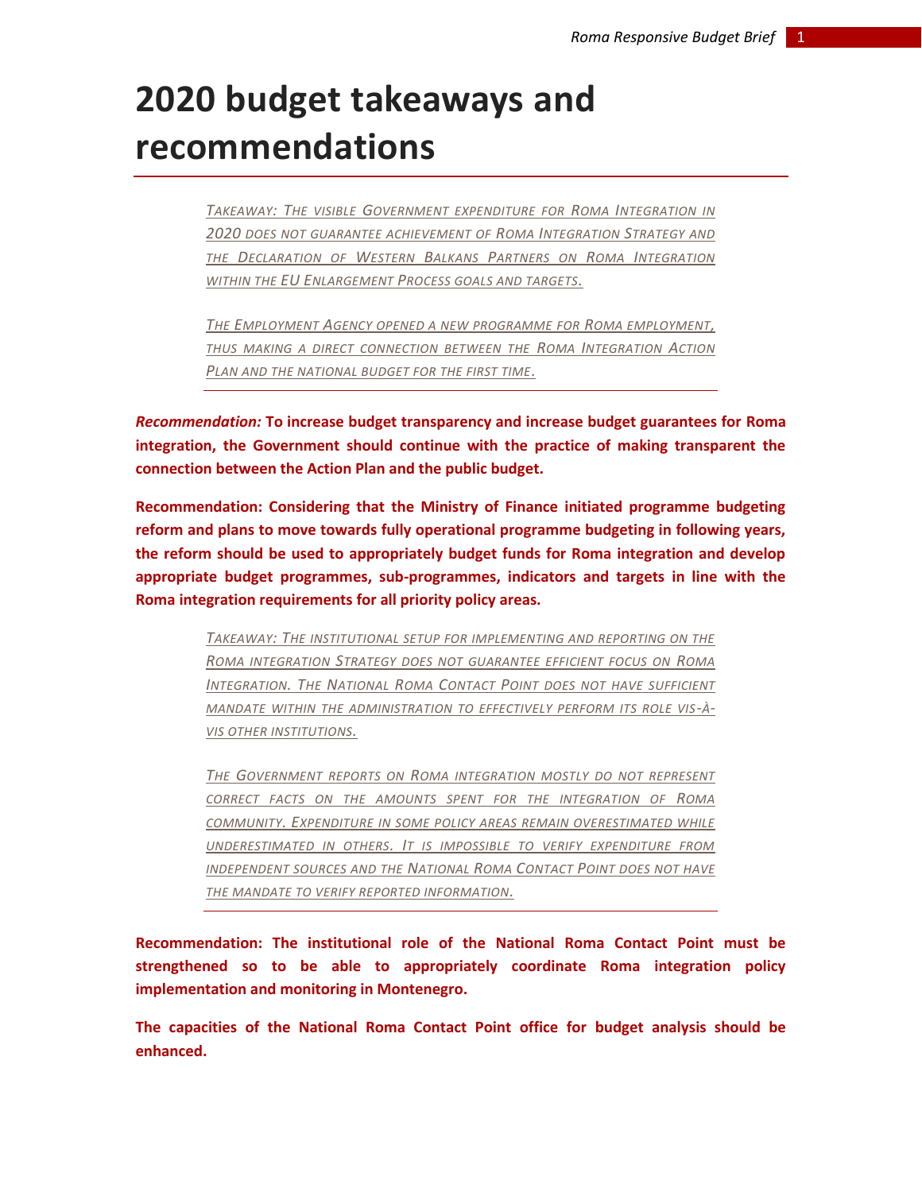# 2020 budget takeaways and recommendations

*TAKEAWAY: THE VISIBLE GOVERNMENT EXPENDITURE FOR ROMA INTEGRATION IN 2020 DOES NOT GUARANTEE ACHIEVEMENT OF ROMA INTEGRATION STRATEGY AND THE DECLARATION OF WESTERN BALKANS PARTNERS ON ROMA INTEGRATION WITHIN THE EU ENLARGEMENT PROCESS GOALS AND TARGETS.*

*THE EMPLOYMENT AGENCY OPENED A NEW PROGRAMME FOR ROMA EMPLOYMENT, THUS MAKING A DIRECT CONNECTION BETWEEN THE ROMA INTEGRATION ACTION PLAN AND THE NATIONAL BUDGET FOR THE FIRST TIME.*

***Recommendation:* To increase budget transparency and increase budget guarantees for Roma integration, the Government should continue with the practice of making transparent the connection between the Action Plan and the public budget.**

**Recommendation: Considering that the Ministry of Finance initiated programme budgeting reform and plans to move towards fully operational programme budgeting in following years, the reform should be used to appropriately budget funds for Roma integration and develop appropriate budget programmes, sub-programmes, indicators and targets in line with the Roma integration requirements for all priority policy areas.**

*TAKEAWAY: THE INSTITUTIONAL SETUP FOR IMPLEMENTING AND REPORTING ON THE ROMA INTEGRATION STRATEGY DOES NOT GUARANTEE EFFICIENT FOCUS ON ROMA INTEGRATION. THE NATIONAL ROMA CONTACT POINT DOES NOT HAVE SUFFICIENT MANDATE WITHIN THE ADMINISTRATION TO EFFECTIVELY PERFORM ITS ROLE VIS-À-VIS OTHER INSTITUTIONS.*

*THE GOVERNMENT REPORTS ON ROMA INTEGRATION MOSTLY DO NOT REPRESENT CORRECT FACTS ON THE AMOUNTS SPENT FOR THE INTEGRATION OF ROMA COMMUNITY. EXPENDITURE IN SOME POLICY AREAS REMAIN OVERESTIMATED WHILE UNDERESTIMATED IN OTHERS. IT IS IMPOSSIBLE TO VERIFY EXPENDITURE FROM INDEPENDENT SOURCES AND THE NATIONAL ROMA CONTACT POINT DOES NOT HAVE THE MANDATE TO VERIFY REPORTED INFORMATION.*

**Recommendation: The institutional role of the National Roma Contact Point must be strengthened so to be able to appropriately coordinate Roma integration policy implementation and monitoring in Montenegro.**

**The capacities of the National Roma Contact Point office for budget analysis should be enhanced.**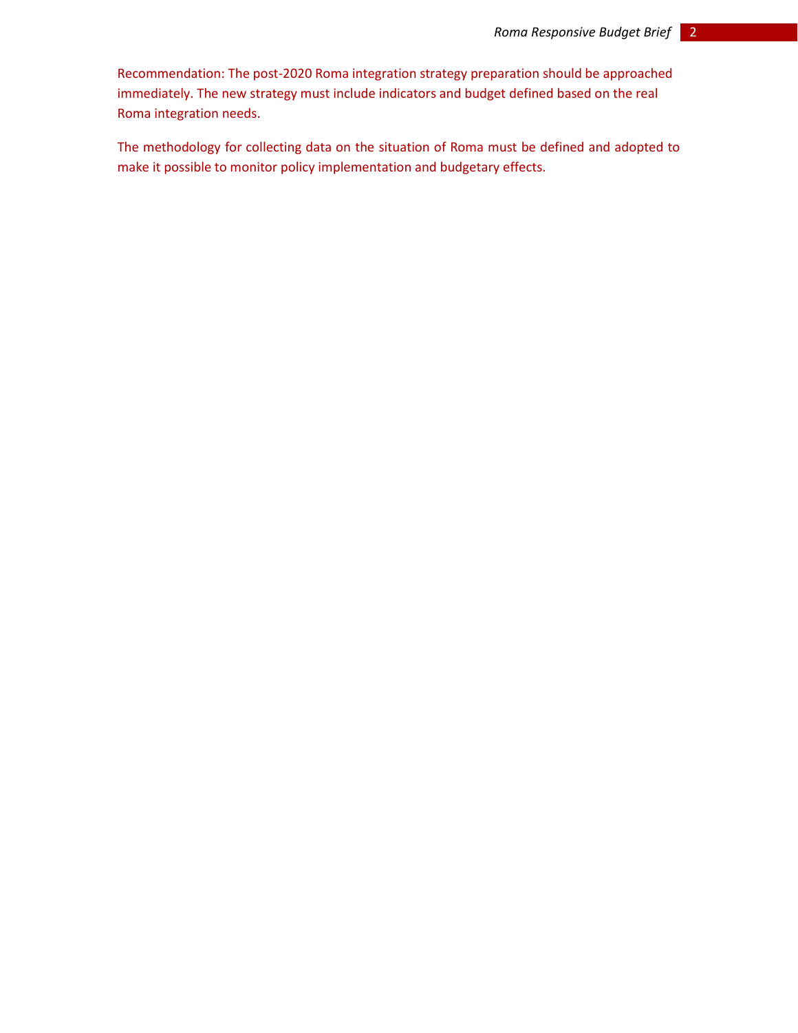Recommendation: The post-2020 Roma integration strategy preparation should be approached immediately. The new strategy must include indicators and budget defined based on the real Roma integration needs.

The methodology for collecting data on the situation of Roma must be defined and adopted to make it possible to monitor policy implementation and budgetary effects.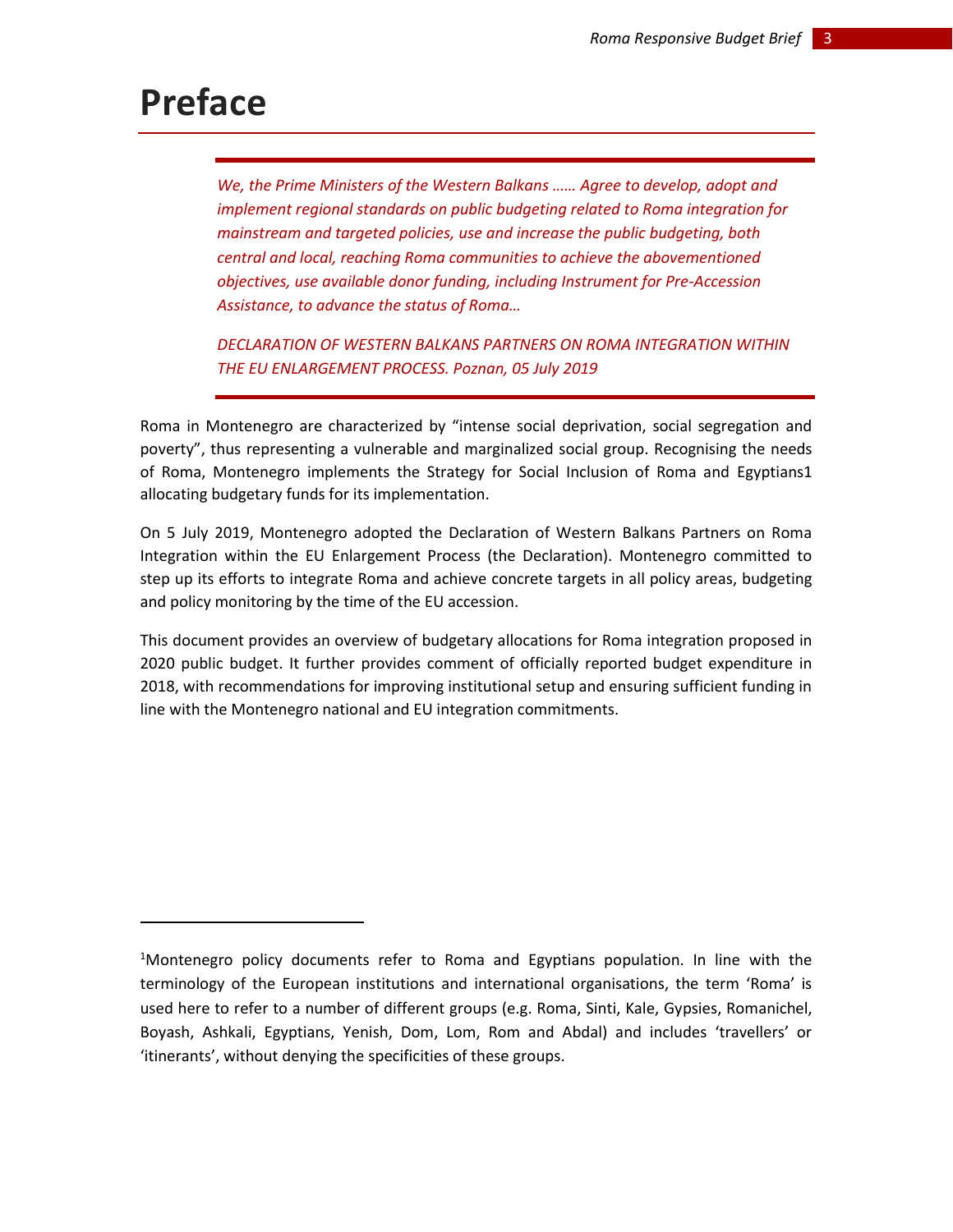# Preface

> *We, the Prime Ministers of the Western Balkans …… Agree to develop, adopt and implement regional standards on public budgeting related to Roma integration for mainstream and targeted policies, use and increase the public budgeting, both central and local, reaching Roma communities to achieve the abovementioned objectives, use available donor funding, including Instrument for Pre-Accession Assistance, to advance the status of Roma…*
>
> *DECLARATION OF WESTERN BALKANS PARTNERS ON ROMA INTEGRATION WITHIN THE EU ENLARGEMENT PROCESS. Poznan, 05 July 2019*

Roma in Montenegro are characterized by "intense social deprivation, social segregation and poverty", thus representing a vulnerable and marginalized social group. Recognising the needs of Roma, Montenegro implements the Strategy for Social Inclusion of Roma and Egyptians[1] allocating budgetary funds for its implementation.

On 5 July 2019, Montenegro adopted the Declaration of Western Balkans Partners on Roma Integration within the EU Enlargement Process (the Declaration). Montenegro committed to step up its efforts to integrate Roma and achieve concrete targets in all policy areas, budgeting and policy monitoring by the time of the EU accession.

This document provides an overview of budgetary allocations for Roma integration proposed in 2020 public budget. It further provides comment of officially reported budget expenditure in 2018, with recommendations for improving institutional setup and ensuring sufficient funding in line with the Montenegro national and EU integration commitments.

---

[1]Montenegro policy documents refer to Roma and Egyptians population. In line with the terminology of the European institutions and international organisations, the term 'Roma' is used here to refer to a number of different groups (e.g. Roma, Sinti, Kale, Gypsies, Romanichel, Boyash, Ashkali, Egyptians, Yenish, Dom, Lom, Rom and Abdal) and includes 'travellers' or 'itinerants', without denying the specificities of these groups.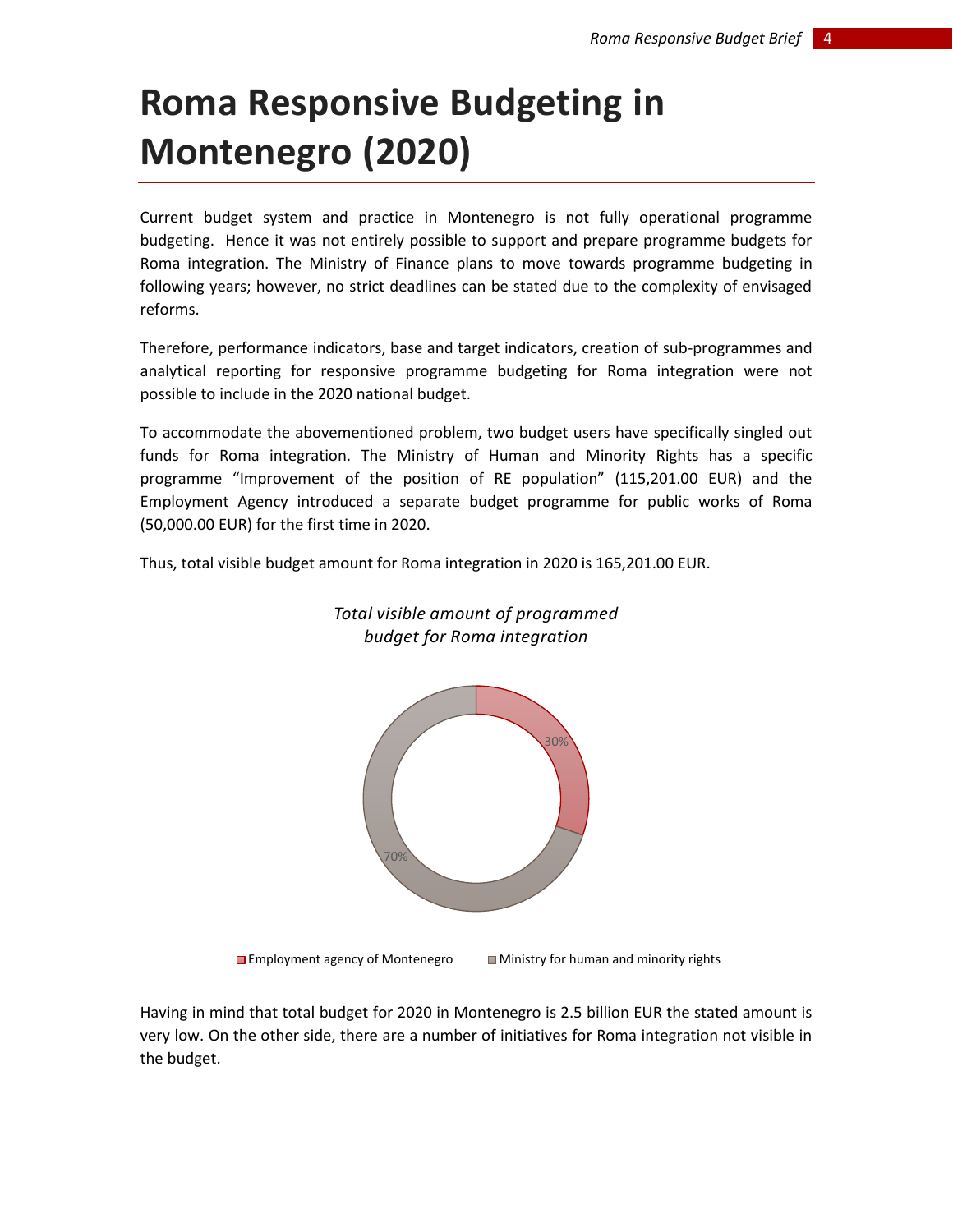# Roma Responsive Budgeting in Montenegro (2020)

Current budget system and practice in Montenegro is not fully operational programme budgeting. Hence it was not entirely possible to support and prepare programme budgets for Roma integration. The Ministry of Finance plans to move towards programme budgeting in following years; however, no strict deadlines can be stated due to the complexity of envisaged reforms.

Therefore, performance indicators, base and target indicators, creation of sub-programmes and analytical reporting for responsive programme budgeting for Roma integration were not possible to include in the 2020 national budget.

To accommodate the abovementioned problem, two budget users have specifically singled out funds for Roma integration. The Ministry of Human and Minority Rights has a specific programme "Improvement of the position of RE population" (115,201.00 EUR) and the Employment Agency introduced a separate budget programme for public works of Roma (50,000.00 EUR) for the first time in 2020.

Thus, total visible budget amount for Roma integration in 2020 is 165,201.00 EUR.

*Total visible amount of programmed budget for Roma integration*

| Budget user | Share |
|---|---|
| Employment agency of Montenegro | 30% |
| Ministry for human and minority rights | 70% |

Having in mind that total budget for 2020 in Montenegro is 2.5 billion EUR the stated amount is very low. On the other side, there are a number of initiatives for Roma integration not visible in the budget.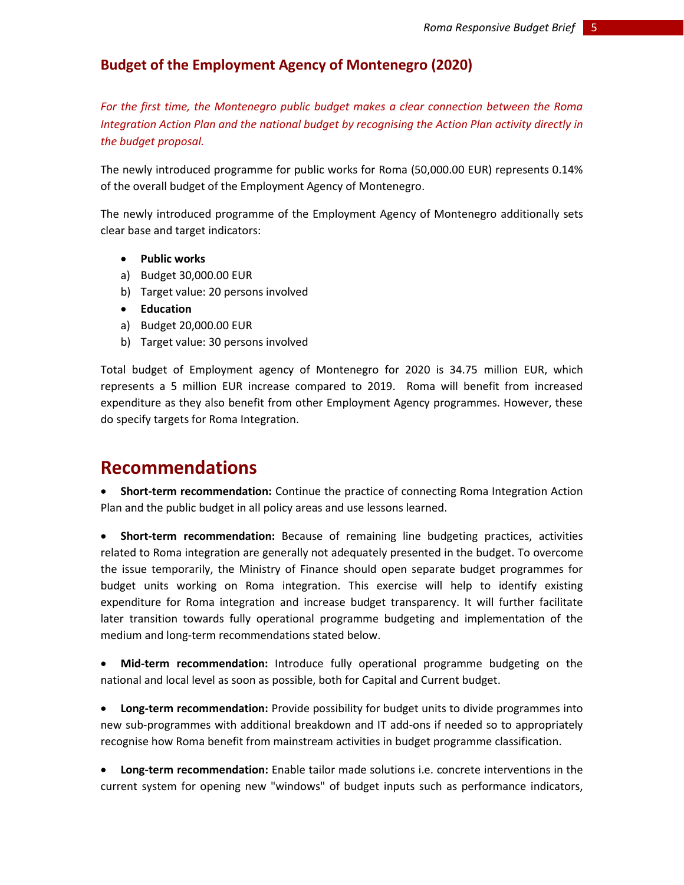## Budget of the Employment Agency of Montenegro (2020)

*For the first time, the Montenegro public budget makes a clear connection between the Roma Integration Action Plan and the national budget by recognising the Action Plan activity directly in the budget proposal.*

The newly introduced programme for public works for Roma (50,000.00 EUR) represents 0.14% of the overall budget of the Employment Agency of Montenegro.

The newly introduced programme of the Employment Agency of Montenegro additionally sets clear base and target indicators:

- **Public works**
  a) Budget 30,000.00 EUR
  b) Target value: 20 persons involved
- **Education**
  a) Budget 20,000.00 EUR
  b) Target value: 30 persons involved

Total budget of Employment agency of Montenegro for 2020 is 34.75 million EUR, which represents a 5 million EUR increase compared to 2019. Roma will benefit from increased expenditure as they also benefit from other Employment Agency programmes. However, these do specify targets for Roma Integration.

# Recommendations

- **Short-term recommendation:** Continue the practice of connecting Roma Integration Action Plan and the public budget in all policy areas and use lessons learned.

- **Short-term recommendation:** Because of remaining line budgeting practices, activities related to Roma integration are generally not adequately presented in the budget. To overcome the issue temporarily, the Ministry of Finance should open separate budget programmes for budget units working on Roma integration. This exercise will help to identify existing expenditure for Roma integration and increase budget transparency. It will further facilitate later transition towards fully operational programme budgeting and implementation of the medium and long-term recommendations stated below.

- **Mid-term recommendation:** Introduce fully operational programme budgeting on the national and local level as soon as possible, both for Capital and Current budget.

- **Long-term recommendation:** Provide possibility for budget units to divide programmes into new sub-programmes with additional breakdown and IT add-ons if needed so to appropriately recognise how Roma benefit from mainstream activities in budget programme classification.

- **Long-term recommendation:** Enable tailor made solutions i.e. concrete interventions in the current system for opening new "windows" of budget inputs such as performance indicators,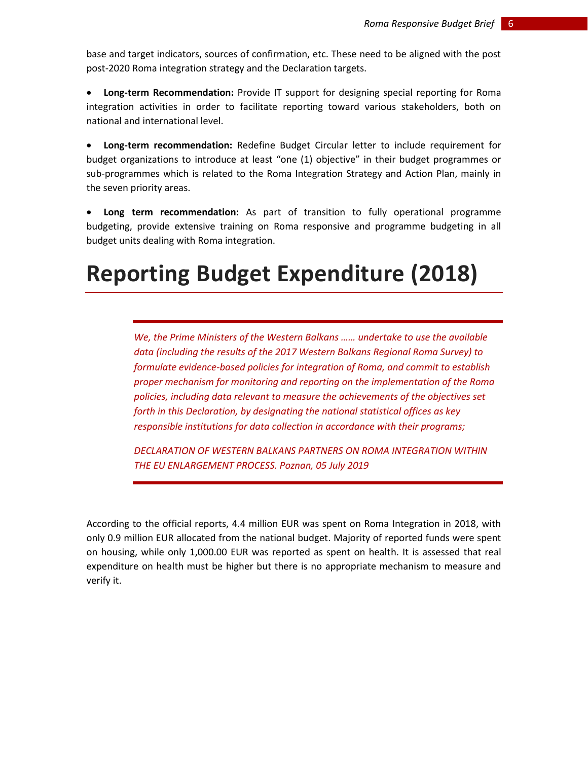base and target indicators, sources of confirmation, etc. These need to be aligned with the post post-2020 Roma integration strategy and the Declaration targets.

- **Long-term Recommendation:** Provide IT support for designing special reporting for Roma integration activities in order to facilitate reporting toward various stakeholders, both on national and international level.

- **Long-term recommendation:** Redefine Budget Circular letter to include requirement for budget organizations to introduce at least "one (1) objective" in their budget programmes or sub-programmes which is related to the Roma Integration Strategy and Action Plan, mainly in the seven priority areas.

- **Long term recommendation:** As part of transition to fully operational programme budgeting, provide extensive training on Roma responsive and programme budgeting in all budget units dealing with Roma integration.

# Reporting Budget Expenditure (2018)

> *We, the Prime Ministers of the Western Balkans …… undertake to use the available data (including the results of the 2017 Western Balkans Regional Roma Survey) to formulate evidence-based policies for integration of Roma, and commit to establish proper mechanism for monitoring and reporting on the implementation of the Roma policies, including data relevant to measure the achievements of the objectives set forth in this Declaration, by designating the national statistical offices as key responsible institutions for data collection in accordance with their programs;*
>
> *DECLARATION OF WESTERN BALKANS PARTNERS ON ROMA INTEGRATION WITHIN THE EU ENLARGEMENT PROCESS. Poznan, 05 July 2019*

According to the official reports, 4.4 million EUR was spent on Roma Integration in 2018, with only 0.9 million EUR allocated from the national budget. Majority of reported funds were spent on housing, while only 1,000.00 EUR was reported as spent on health. It is assessed that real expenditure on health must be higher but there is no appropriate mechanism to measure and verify it.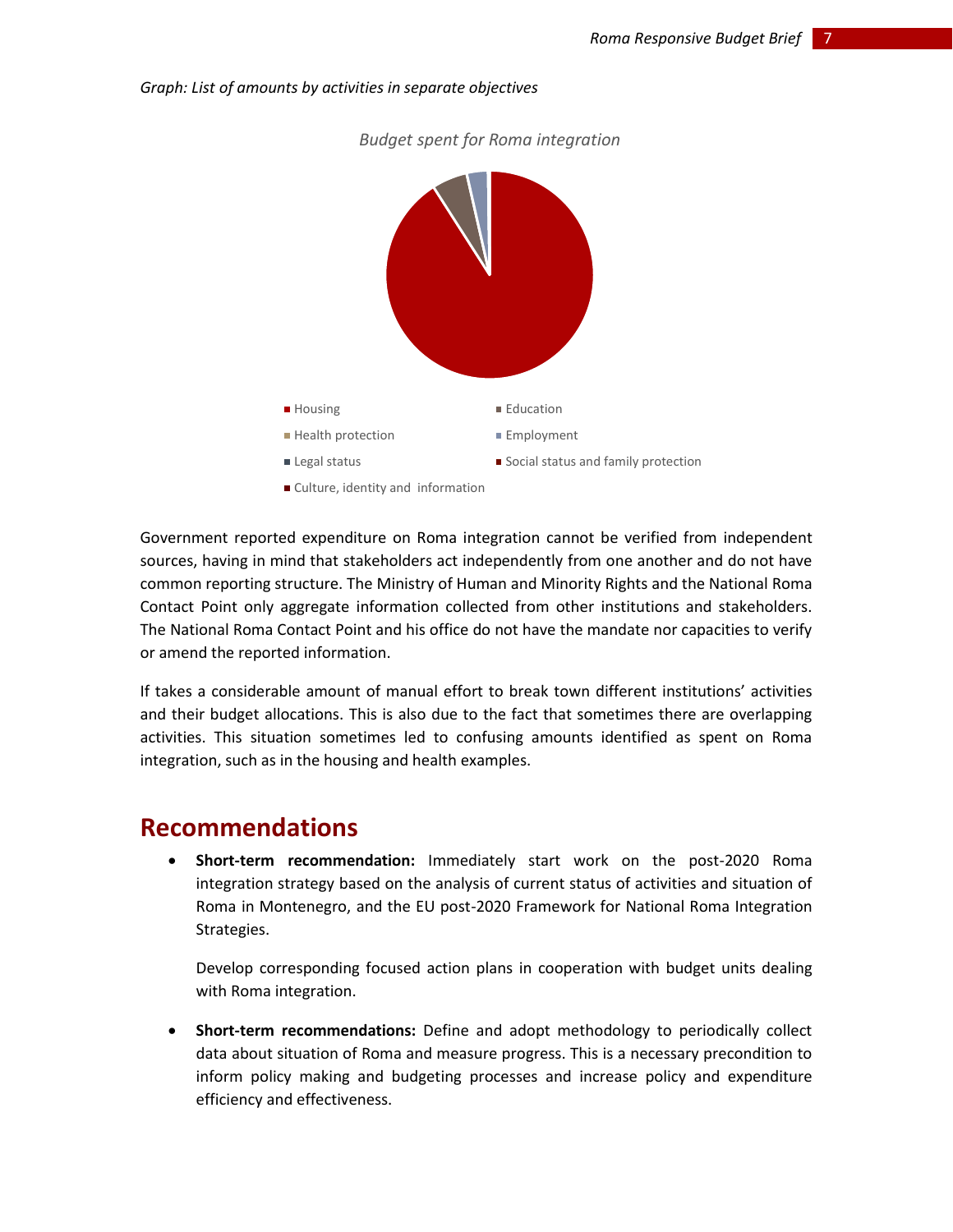*Graph: List of amounts by activities in separate objectives*

*Budget spent for Roma integration*

- Housing
- Education
- Health protection
- Employment
- Legal status
- Social status and family protection
- Culture, identity and information

Government reported expenditure on Roma integration cannot be verified from independent sources, having in mind that stakeholders act independently from one another and do not have common reporting structure. The Ministry of Human and Minority Rights and the National Roma Contact Point only aggregate information collected from other institutions and stakeholders. The National Roma Contact Point and his office do not have the mandate nor capacities to verify or amend the reported information.

If takes a considerable amount of manual effort to break town different institutions' activities and their budget allocations. This is also due to the fact that sometimes there are overlapping activities. This situation sometimes led to confusing amounts identified as spent on Roma integration, such as in the housing and health examples.

## Recommendations

- **Short-term recommendation:** Immediately start work on the post-2020 Roma integration strategy based on the analysis of current status of activities and situation of Roma in Montenegro, and the EU post-2020 Framework for National Roma Integration Strategies.

  Develop corresponding focused action plans in cooperation with budget units dealing with Roma integration.

- **Short-term recommendations:** Define and adopt methodology to periodically collect data about situation of Roma and measure progress. This is a necessary precondition to inform policy making and budgeting processes and increase policy and expenditure efficiency and effectiveness.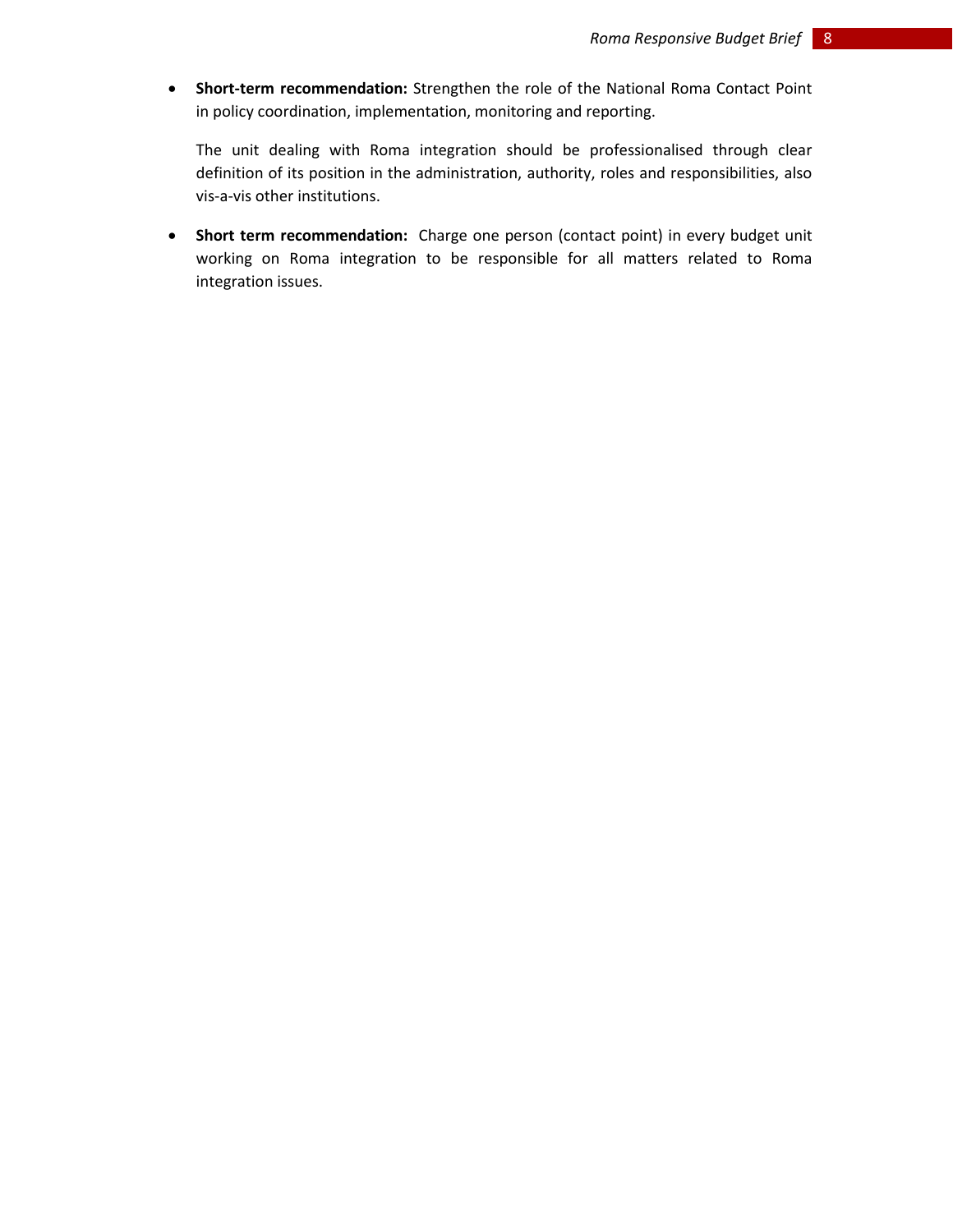- **Short-term recommendation:** Strengthen the role of the National Roma Contact Point in policy coordination, implementation, monitoring and reporting.

  The unit dealing with Roma integration should be professionalised through clear definition of its position in the administration, authority, roles and responsibilities, also vis-a-vis other institutions.

- **Short term recommendation:** Charge one person (contact point) in every budget unit working on Roma integration to be responsible for all matters related to Roma integration issues.